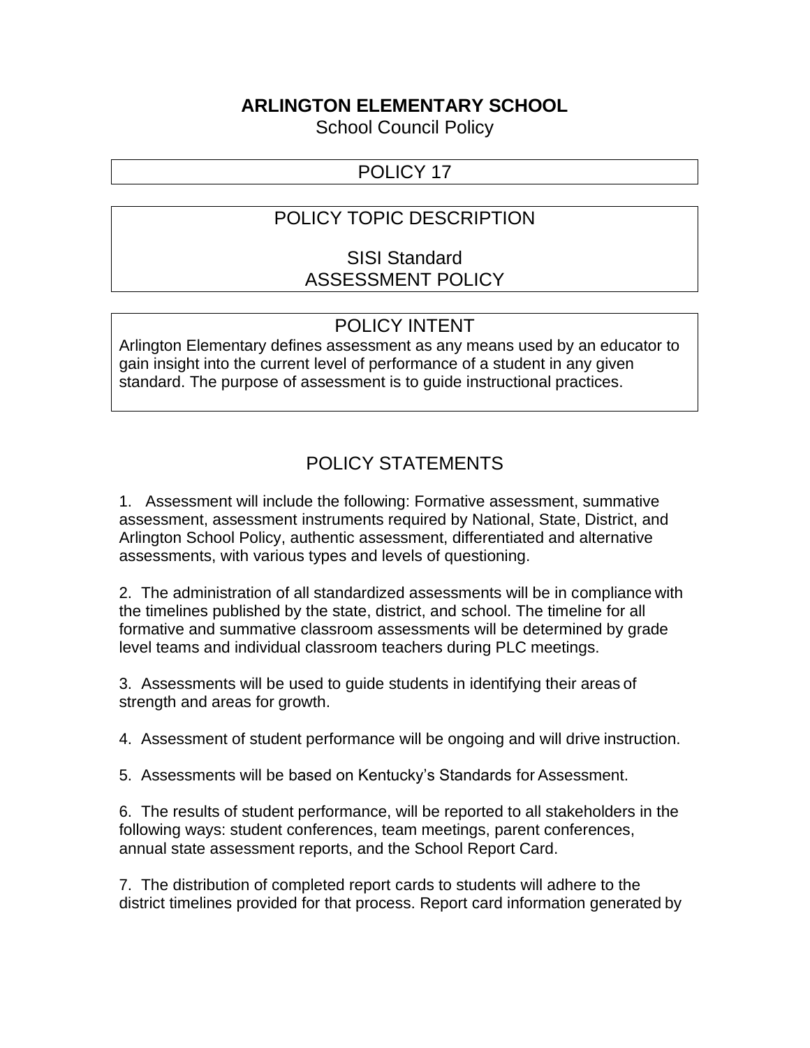# ARLINGTON ELEMENTARY SCHOOL

School Council Policy

## POLICY 17

## POLICY TOPIC DESCRIPTION

SISI Standard
ASSESSMENT POLICY

## POLICY INTENT

Arlington Elementary defines assessment as any means used by an educator to gain insight into the current level of performance of a student in any given standard. The purpose of assessment is to guide instructional practices.

## POLICY STATEMENTS

1. Assessment will include the following: Formative assessment, summative assessment, assessment instruments required by National, State, District, and Arlington School Policy, authentic assessment, differentiated and alternative assessments, with various types and levels of questioning.

2. The administration of all standardized assessments will be in compliance with the timelines published by the state, district, and school. The timeline for all formative and summative classroom assessments will be determined by grade level teams and individual classroom teachers during PLC meetings.

3. Assessments will be used to guide students in identifying their areas of strength and areas for growth.

4. Assessment of student performance will be ongoing and will drive instruction.

5. Assessments will be based on Kentucky's Standards for Assessment.

6. The results of student performance, will be reported to all stakeholders in the following ways: student conferences, team meetings, parent conferences, annual state assessment reports, and the School Report Card.

7. The distribution of completed report cards to students will adhere to the district timelines provided for that process. Report card information generated by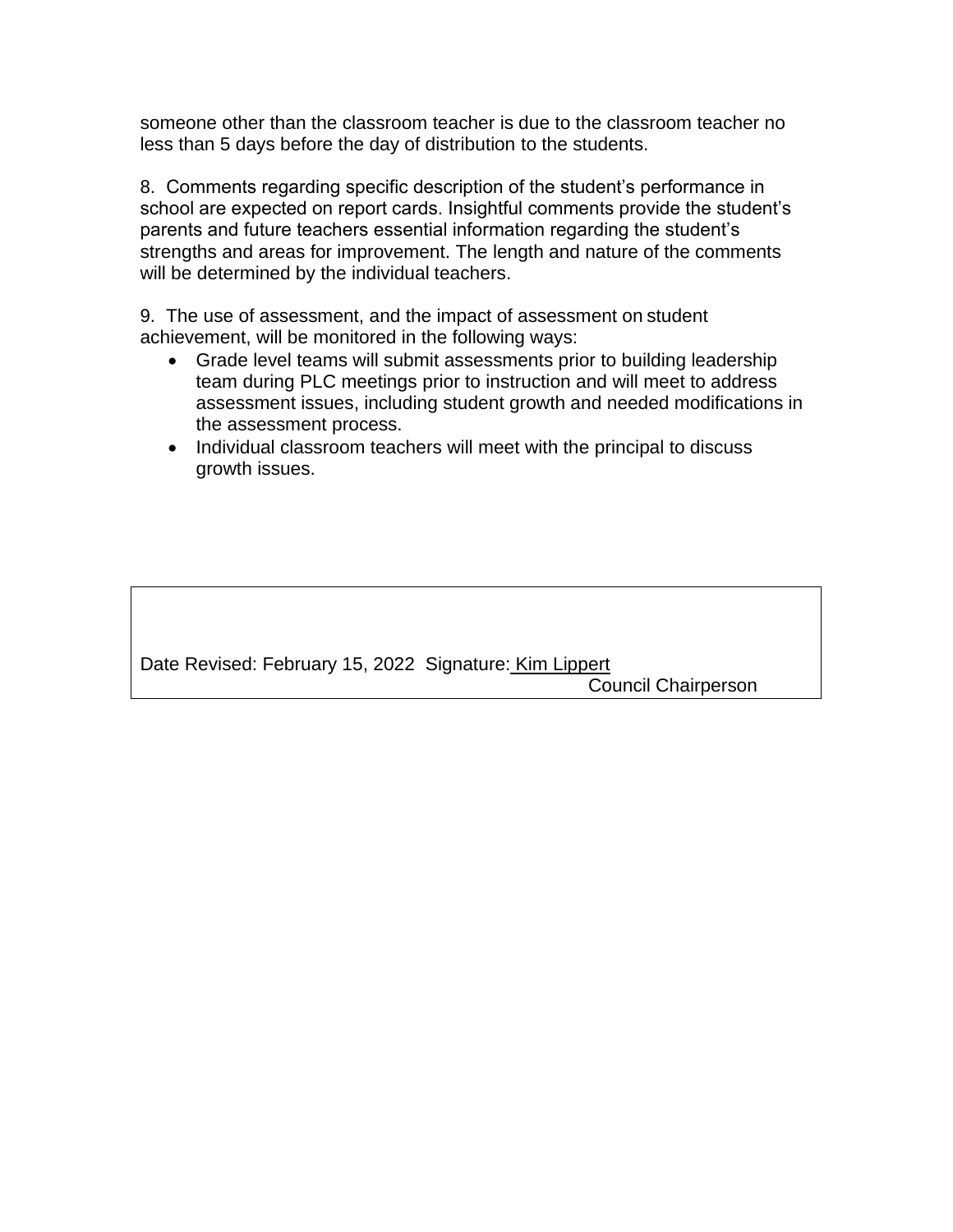someone other than the classroom teacher is due to the classroom teacher no less than 5 days before the day of distribution to the students.

8. Comments regarding specific description of the student's performance in school are expected on report cards. Insightful comments provide the student's parents and future teachers essential information regarding the student's strengths and areas for improvement. The length and nature of the comments will be determined by the individual teachers.

9. The use of assessment, and the impact of assessment on student achievement, will be monitored in the following ways:

- Grade level teams will submit assessments prior to building leadership team during PLC meetings prior to instruction and will meet to address assessment issues, including student growth and needed modifications in the assessment process.
- Individual classroom teachers will meet with the principal to discuss growth issues.

Date Revised: February 15, 2022 Signature: Kim Lippert
Council Chairperson